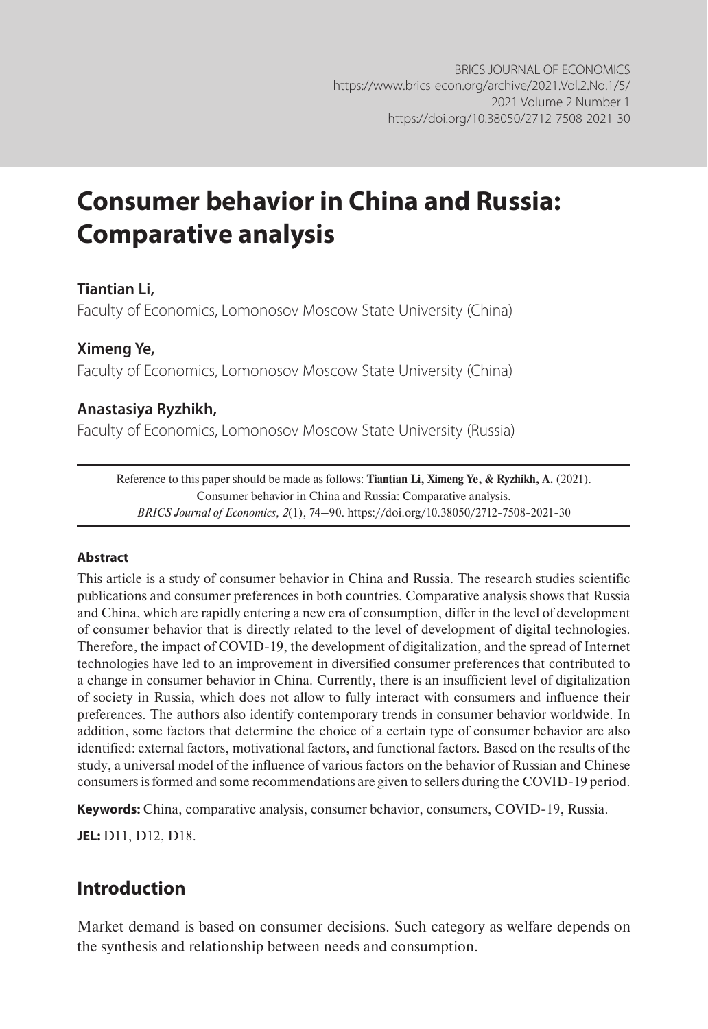# Consumer behavior in China and Russia: Comparative analysis

**Tiantian Li,**

Faculty of Economics, Lomonosov Moscow State University (China)

**Ximeng Ye,**

Faculty of Economics, Lomonosov Moscow State University (China)

**Anastasiya Ryzhikh,**

Faculty of Economics, Lomonosov Moscow State University (Russia)

---

Reference to this paper should be made as follows: **Tiantian Li, Ximeng Ye, & Ryzhikh, A.** (2021). Consumer behavior in China and Russia: Comparative analysis. *BRICS Journal of Economics, 2*(1), 74–90. https://doi.org/10.38050/2712-7508-2021-30

---

#### Abstract

This article is a study of consumer behavior in China and Russia. The research studies scientific publications and consumer preferences in both countries. Comparative analysis shows that Russia and China, which are rapidly entering a new era of consumption, differ in the level of development of consumer behavior that is directly related to the level of development of digital technologies. Therefore, the impact of COVID-19, the development of digitalization, and the spread of Internet technologies have led to an improvement in diversified consumer preferences that contributed to a change in consumer behavior in China. Currently, there is an insufficient level of digitalization of society in Russia, which does not allow to fully interact with consumers and influence their preferences. The authors also identify contemporary trends in consumer behavior worldwide. In addition, some factors that determine the choice of a certain type of consumer behavior are also identified: external factors, motivational factors, and functional factors. Based on the results of the study, a universal model of the influence of various factors on the behavior of Russian and Chinese consumers is formed and some recommendations are given to sellers during the COVID-19 period.

**Keywords:** China, comparative analysis, consumer behavior, consumers, COVID-19, Russia.

**JEL:** D11, D12, D18.

## Introduction

Market demand is based on consumer decisions. Such category as welfare depends on the synthesis and relationship between needs and consumption.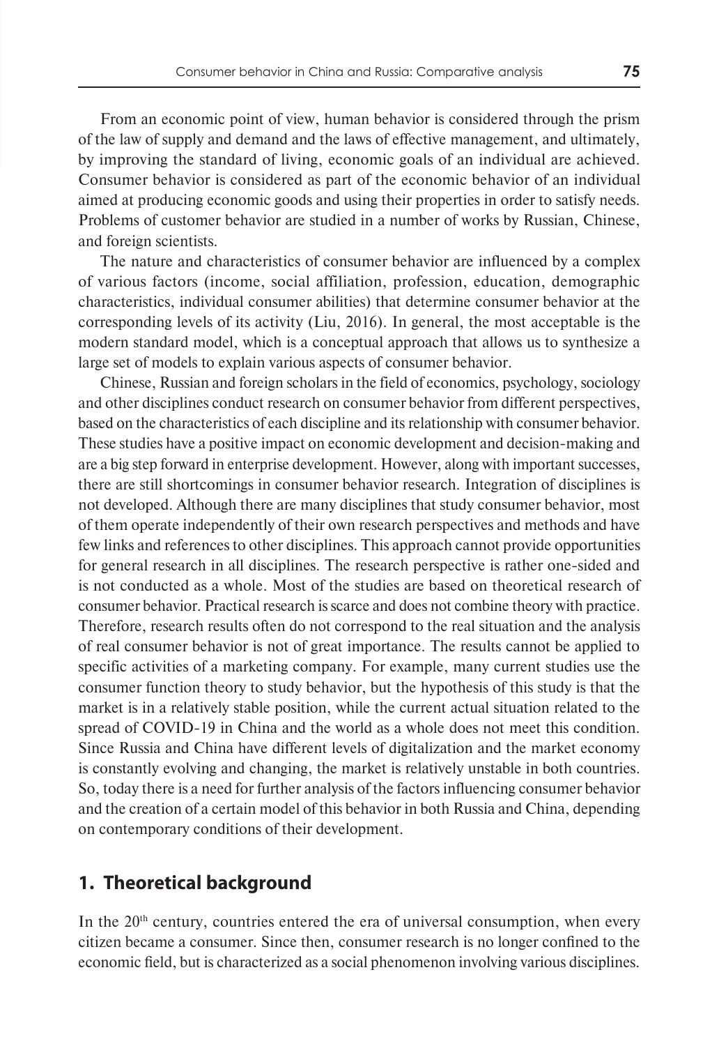From an economic point of view, human behavior is considered through the prism of the law of supply and demand and the laws of effective management, and ultimately, by improving the standard of living, economic goals of an individual are achieved. Consumer behavior is considered as part of the economic behavior of an individual aimed at producing economic goods and using their properties in order to satisfy needs. Problems of customer behavior are studied in a number of works by Russian, Chinese, and foreign scientists.

The nature and characteristics of consumer behavior are influenced by a complex of various factors (income, social affiliation, profession, education, demographic characteristics, individual consumer abilities) that determine consumer behavior at the corresponding levels of its activity (Liu, 2016). In general, the most acceptable is the modern standard model, which is a conceptual approach that allows us to synthesize a large set of models to explain various aspects of consumer behavior.

Chinese, Russian and foreign scholars in the field of economics, psychology, sociology and other disciplines conduct research on consumer behavior from different perspectives, based on the characteristics of each discipline and its relationship with consumer behavior. These studies have a positive impact on economic development and decision-making and are a big step forward in enterprise development. However, along with important successes, there are still shortcomings in consumer behavior research. Integration of disciplines is not developed. Although there are many disciplines that study consumer behavior, most of them operate independently of their own research perspectives and methods and have few links and references to other disciplines. This approach cannot provide opportunities for general research in all disciplines. The research perspective is rather one-sided and is not conducted as a whole. Most of the studies are based on theoretical research of consumer behavior. Practical research is scarce and does not combine theory with practice. Therefore, research results often do not correspond to the real situation and the analysis of real consumer behavior is not of great importance. The results cannot be applied to specific activities of a marketing company. For example, many current studies use the consumer function theory to study behavior, but the hypothesis of this study is that the market is in a relatively stable position, while the current actual situation related to the spread of COVID-19 in China and the world as a whole does not meet this condition. Since Russia and China have different levels of digitalization and the market economy is constantly evolving and changing, the market is relatively unstable in both countries. So, today there is a need for further analysis of the factors influencing consumer behavior and the creation of a certain model of this behavior in both Russia and China, depending on contemporary conditions of their development.

## 1. Theoretical background

In the 20th century, countries entered the era of universal consumption, when every citizen became a consumer. Since then, consumer research is no longer confined to the economic field, but is characterized as a social phenomenon involving various disciplines.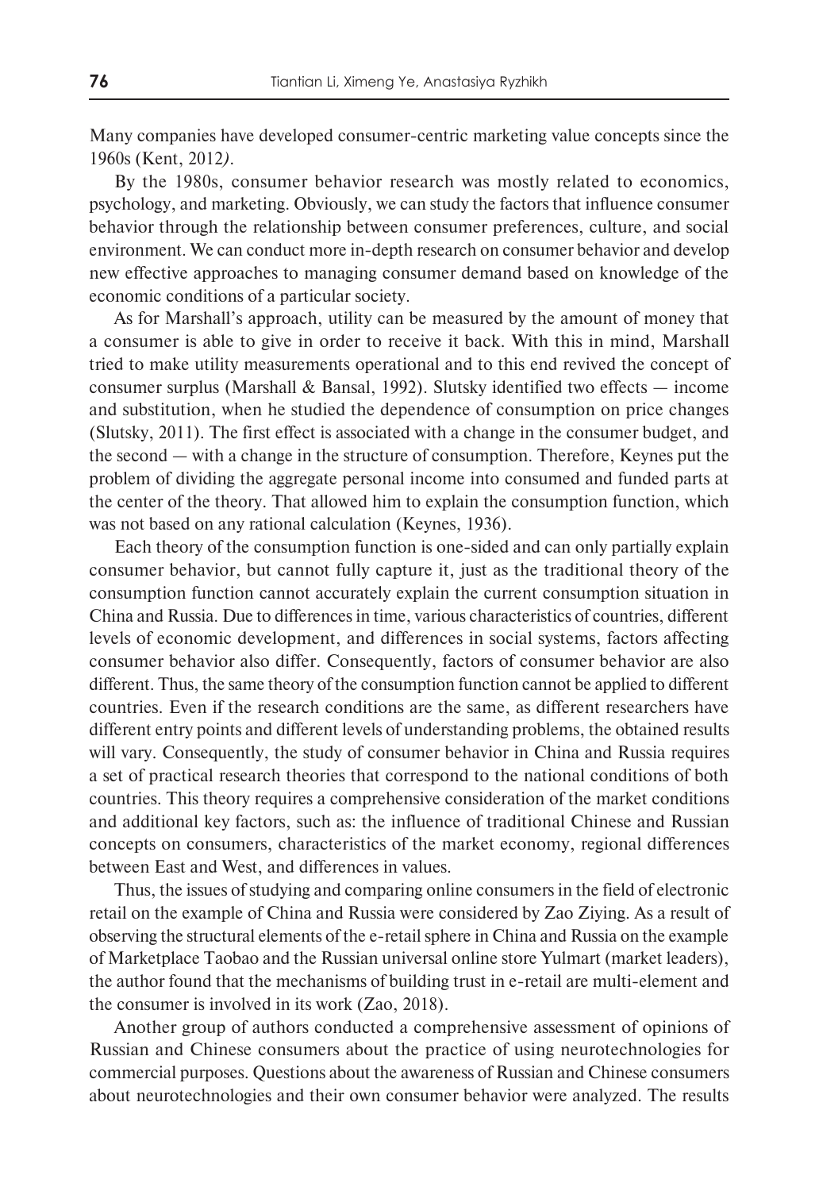Many companies have developed consumer-centric marketing value concepts since the 1960s (Kent, 2012).

By the 1980s, consumer behavior research was mostly related to economics, psychology, and marketing. Obviously, we can study the factors that influence consumer behavior through the relationship between consumer preferences, culture, and social environment. We can conduct more in-depth research on consumer behavior and develop new effective approaches to managing consumer demand based on knowledge of the economic conditions of a particular society.

As for Marshall's approach, utility can be measured by the amount of money that a consumer is able to give in order to receive it back. With this in mind, Marshall tried to make utility measurements operational and to this end revived the concept of consumer surplus (Marshall & Bansal, 1992). Slutsky identified two effects — income and substitution, when he studied the dependence of consumption on price changes (Slutsky, 2011). The first effect is associated with a change in the consumer budget, and the second — with a change in the structure of consumption. Therefore, Keynes put the problem of dividing the aggregate personal income into consumed and funded parts at the center of the theory. That allowed him to explain the consumption function, which was not based on any rational calculation (Keynes, 1936).

Each theory of the consumption function is one-sided and can only partially explain consumer behavior, but cannot fully capture it, just as the traditional theory of the consumption function cannot accurately explain the current consumption situation in China and Russia. Due to differences in time, various characteristics of countries, different levels of economic development, and differences in social systems, factors affecting consumer behavior also differ. Consequently, factors of consumer behavior are also different. Thus, the same theory of the consumption function cannot be applied to different countries. Even if the research conditions are the same, as different researchers have different entry points and different levels of understanding problems, the obtained results will vary. Consequently, the study of consumer behavior in China and Russia requires a set of practical research theories that correspond to the national conditions of both countries. This theory requires a comprehensive consideration of the market conditions and additional key factors, such as: the influence of traditional Chinese and Russian concepts on consumers, characteristics of the market economy, regional differences between East and West, and differences in values.

Thus, the issues of studying and comparing online consumers in the field of electronic retail on the example of China and Russia were considered by Zao Ziying. As a result of observing the structural elements of the e-retail sphere in China and Russia on the example of Marketplace Taobao and the Russian universal online store Yulmart (market leaders), the author found that the mechanisms of building trust in e-retail are multi-element and the consumer is involved in its work (Zao, 2018).

Another group of authors conducted a comprehensive assessment of opinions of Russian and Chinese consumers about the practice of using neurotechnologies for commercial purposes. Questions about the awareness of Russian and Chinese consumers about neurotechnologies and their own consumer behavior were analyzed. The results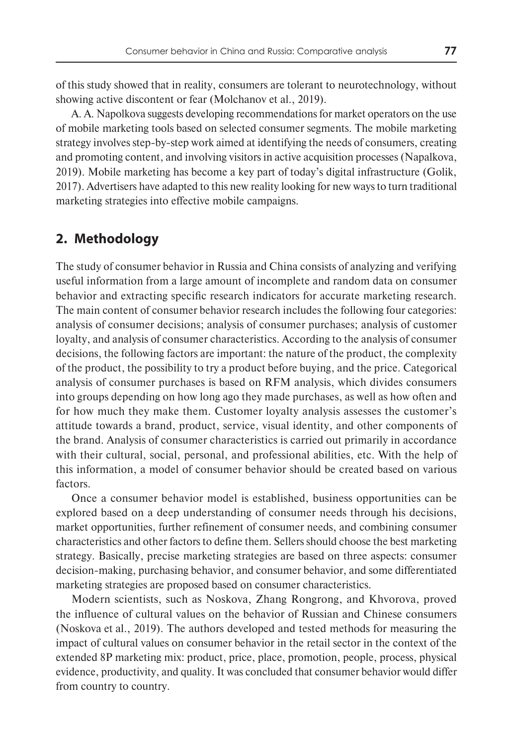of this study showed that in reality, consumers are tolerant to neurotechnology, without showing active discontent or fear (Molchanov et al., 2019).

A. A. Napolkova suggests developing recommendations for market operators on the use of mobile marketing tools based on selected consumer segments. The mobile marketing strategy involves step-by-step work aimed at identifying the needs of consumers, creating and promoting content, and involving visitors in active acquisition processes (Napalkova, 2019). Mobile marketing has become a key part of today's digital infrastructure (Golik, 2017). Advertisers have adapted to this new reality looking for new ways to turn traditional marketing strategies into effective mobile campaigns.

## 2. Methodology

The study of consumer behavior in Russia and China consists of analyzing and verifying useful information from a large amount of incomplete and random data on consumer behavior and extracting specific research indicators for accurate marketing research. The main content of consumer behavior research includes the following four categories: analysis of consumer decisions; analysis of consumer purchases; analysis of customer loyalty, and analysis of consumer characteristics. According to the analysis of consumer decisions, the following factors are important: the nature of the product, the complexity of the product, the possibility to try a product before buying, and the price. Categorical analysis of consumer purchases is based on RFM analysis, which divides consumers into groups depending on how long ago they made purchases, as well as how often and for how much they make them. Customer loyalty analysis assesses the customer's attitude towards a brand, product, service, visual identity, and other components of the brand. Analysis of consumer characteristics is carried out primarily in accordance with their cultural, social, personal, and professional abilities, etc. With the help of this information, a model of consumer behavior should be created based on various factors.

Once a consumer behavior model is established, business opportunities can be explored based on a deep understanding of consumer needs through his decisions, market opportunities, further refinement of consumer needs, and combining consumer characteristics and other factors to define them. Sellers should choose the best marketing strategy. Basically, precise marketing strategies are based on three aspects: consumer decision-making, purchasing behavior, and consumer behavior, and some differentiated marketing strategies are proposed based on consumer characteristics.

Modern scientists, such as Noskova, Zhang Rongrong, and Khvorova, proved the influence of cultural values on the behavior of Russian and Chinese consumers (Noskova et al., 2019). The authors developed and tested methods for measuring the impact of cultural values on consumer behavior in the retail sector in the context of the extended 8P marketing mix: product, price, place, promotion, people, process, physical evidence, productivity, and quality. It was concluded that consumer behavior would differ from country to country.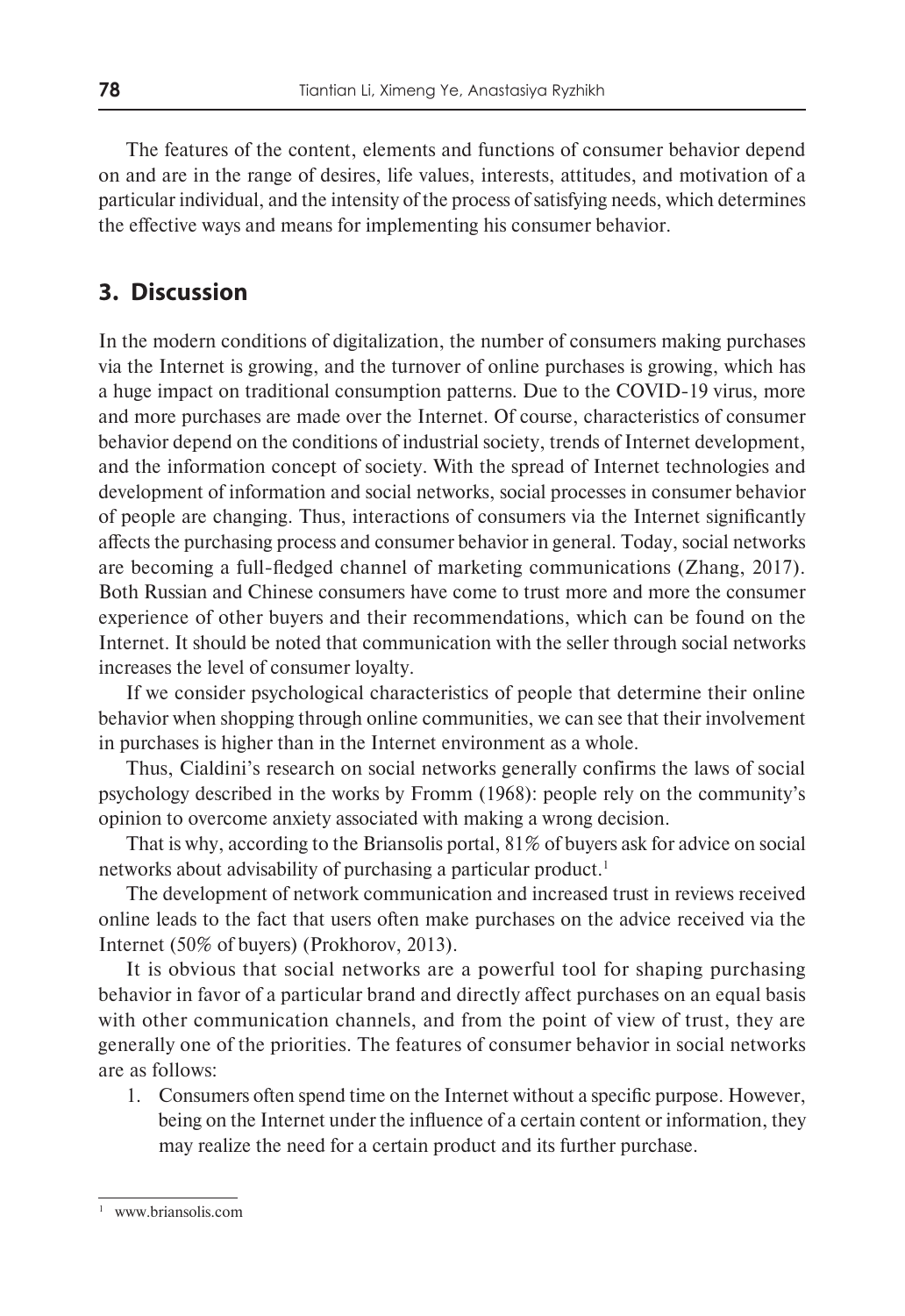The features of the content, elements and functions of consumer behavior depend on and are in the range of desires, life values, interests, attitudes, and motivation of a particular individual, and the intensity of the process of satisfying needs, which determines the effective ways and means for implementing his consumer behavior.

## 3. Discussion

In the modern conditions of digitalization, the number of consumers making purchases via the Internet is growing, and the turnover of online purchases is growing, which has a huge impact on traditional consumption patterns. Due to the COVID-19 virus, more and more purchases are made over the Internet. Of course, characteristics of consumer behavior depend on the conditions of industrial society, trends of Internet development, and the information concept of society. With the spread of Internet technologies and development of information and social networks, social processes in consumer behavior of people are changing. Thus, interactions of consumers via the Internet significantly affects the purchasing process and consumer behavior in general. Today, social networks are becoming a full-fledged channel of marketing communications (Zhang, 2017). Both Russian and Chinese consumers have come to trust more and more the consumer experience of other buyers and their recommendations, which can be found on the Internet. It should be noted that communication with the seller through social networks increases the level of consumer loyalty.

If we consider psychological characteristics of people that determine their online behavior when shopping through online communities, we can see that their involvement in purchases is higher than in the Internet environment as a whole.

Thus, Cialdini's research on social networks generally confirms the laws of social psychology described in the works by Fromm (1968): people rely on the community's opinion to overcome anxiety associated with making a wrong decision.

That is why, according to the Briansolis portal, 81% of buyers ask for advice on social networks about advisability of purchasing a particular product.[1]

The development of network communication and increased trust in reviews received online leads to the fact that users often make purchases on the advice received via the Internet (50% of buyers) (Prokhorov, 2013).

It is obvious that social networks are a powerful tool for shaping purchasing behavior in favor of a particular brand and directly affect purchases on an equal basis with other communication channels, and from the point of view of trust, they are generally one of the priorities. The features of consumer behavior in social networks are as follows:

1. Consumers often spend time on the Internet without a specific purpose. However, being on the Internet under the influence of a certain content or information, they may realize the need for a certain product and its further purchase.

[1] www.briansolis.com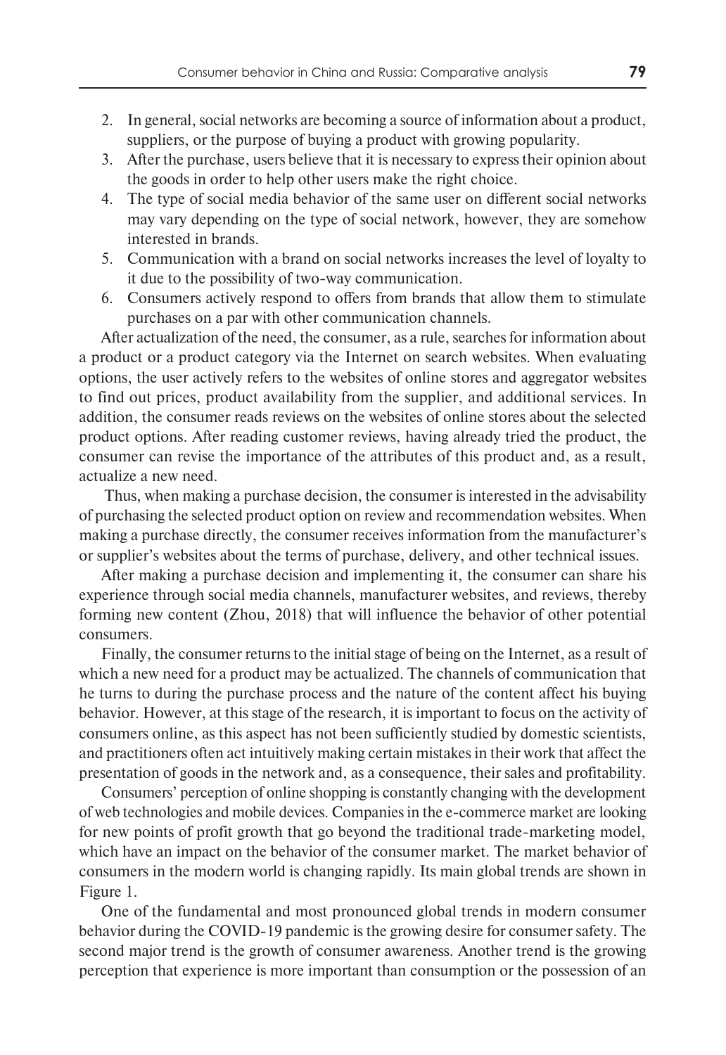2. In general, social networks are becoming a source of information about a product, suppliers, or the purpose of buying a product with growing popularity.
3. After the purchase, users believe that it is necessary to express their opinion about the goods in order to help other users make the right choice.
4. The type of social media behavior of the same user on different social networks may vary depending on the type of social network, however, they are somehow interested in brands.
5. Communication with a brand on social networks increases the level of loyalty to it due to the possibility of two-way communication.
6. Consumers actively respond to offers from brands that allow them to stimulate purchases on a par with other communication channels.

After actualization of the need, the consumer, as a rule, searches for information about a product or a product category via the Internet on search websites. When evaluating options, the user actively refers to the websites of online stores and aggregator websites to find out prices, product availability from the supplier, and additional services. In addition, the consumer reads reviews on the websites of online stores about the selected product options. After reading customer reviews, having already tried the product, the consumer can revise the importance of the attributes of this product and, as a result, actualize a new need.

Thus, when making a purchase decision, the consumer is interested in the advisability of purchasing the selected product option on review and recommendation websites. When making a purchase directly, the consumer receives information from the manufacturer's or supplier's websites about the terms of purchase, delivery, and other technical issues.

After making a purchase decision and implementing it, the consumer can share his experience through social media channels, manufacturer websites, and reviews, thereby forming new content (Zhou, 2018) that will influence the behavior of other potential consumers.

Finally, the consumer returns to the initial stage of being on the Internet, as a result of which a new need for a product may be actualized. The channels of communication that he turns to during the purchase process and the nature of the content affect his buying behavior. However, at this stage of the research, it is important to focus on the activity of consumers online, as this aspect has not been sufficiently studied by domestic scientists, and practitioners often act intuitively making certain mistakes in their work that affect the presentation of goods in the network and, as a consequence, their sales and profitability.

Consumers' perception of online shopping is constantly changing with the development of web technologies and mobile devices. Companies in the e-commerce market are looking for new points of profit growth that go beyond the traditional trade-marketing model, which have an impact on the behavior of the consumer market. The market behavior of consumers in the modern world is changing rapidly. Its main global trends are shown in Figure 1.

One of the fundamental and most pronounced global trends in modern consumer behavior during the COVID-19 pandemic is the growing desire for consumer safety. The second major trend is the growth of consumer awareness. Another trend is the growing perception that experience is more important than consumption or the possession of an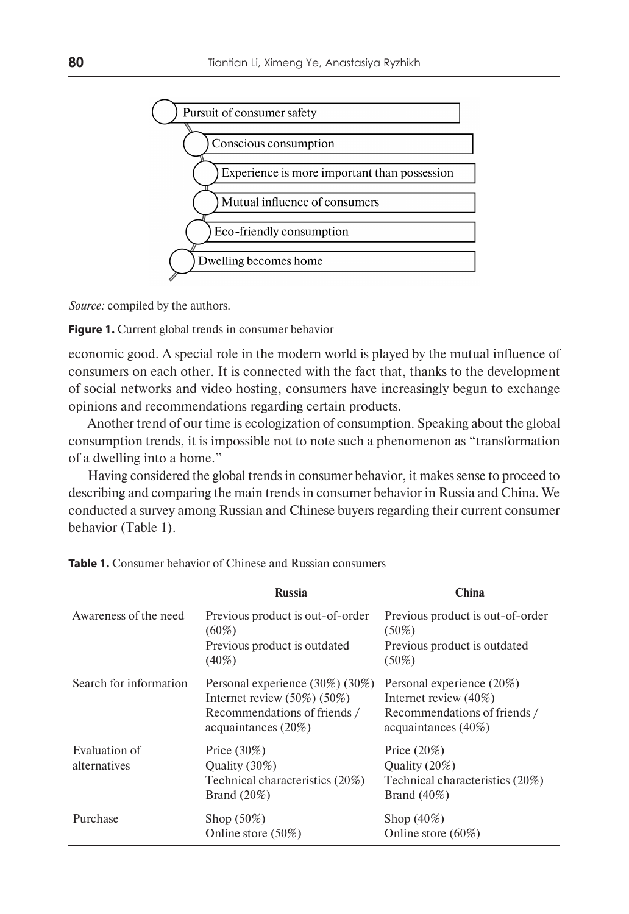Pursuit of consumer safety

Conscious consumption

Experience is more important than possession

Mutual influence of consumers

Eco-friendly consumption

Dwelling becomes home

*Source:* compiled by the authors.

**Figure 1.** Current global trends in consumer behavior

economic good. A special role in the modern world is played by the mutual influence of consumers on each other. It is connected with the fact that, thanks to the development of social networks and video hosting, consumers have increasingly begun to exchange opinions and recommendations regarding certain products.

Another trend of our time is ecologization of consumption. Speaking about the global consumption trends, it is impossible not to note such a phenomenon as "transformation of a dwelling into a home."

Having considered the global trends in consumer behavior, it makes sense to proceed to describing and comparing the main trends in consumer behavior in Russia and China. We conducted a survey among Russian and Chinese buyers regarding their current consumer behavior (Table 1).

**Table 1.** Consumer behavior of Chinese and Russian consumers

| | Russia | China |
|---|---|---|
| Awareness of the need | Previous product is out-of-order (60%)<br>Previous product is outdated (40%) | Previous product is out-of-order (50%)<br>Previous product is outdated (50%) |
| Search for information | Personal experience (30%) (30%)<br>Internet review (50%) (50%)<br>Recommendations of friends / acquaintances (20%) | Personal experience (20%)<br>Internet review (40%)<br>Recommendations of friends / acquaintances (40%) |
| Evaluation of alternatives | Price (30%)<br>Quality (30%)<br>Technical characteristics (20%)<br>Brand (20%) | Price (20%)<br>Quality (20%)<br>Technical characteristics (20%)<br>Brand (40%) |
| Purchase | Shop (50%)<br>Online store (50%) | Shop (40%)<br>Online store (60%) |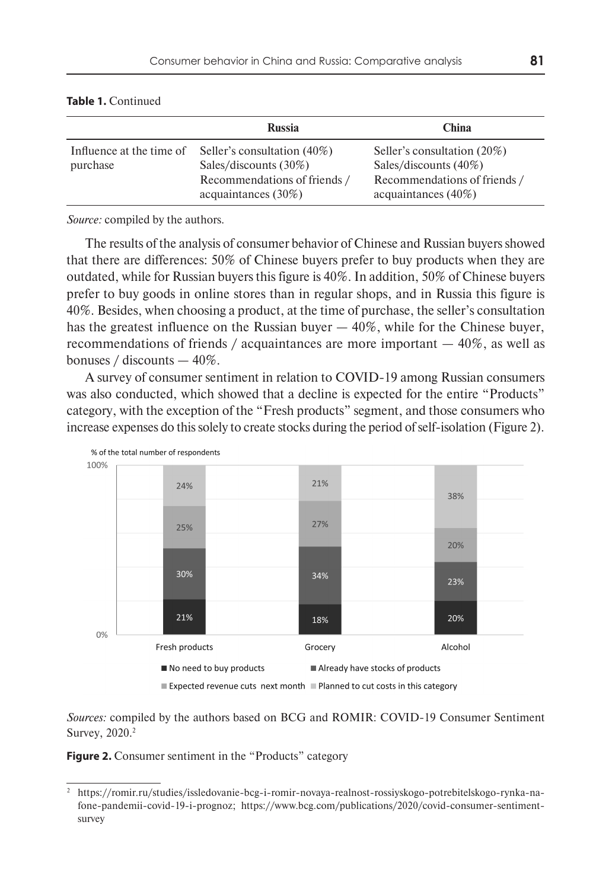**Table 1.** Continued

| | Russia | China |
|---|---|---|
| Influence at the time of purchase | Seller's consultation (40%)<br>Sales/discounts (30%)<br>Recommendations of friends / acquaintances (30%) | Seller's consultation (20%)<br>Sales/discounts (40%)<br>Recommendations of friends / acquaintances (40%) |

*Source:* compiled by the authors.

The results of the analysis of consumer behavior of Chinese and Russian buyers showed that there are differences: 50% of Chinese buyers prefer to buy products when they are outdated, while for Russian buyers this figure is 40%. In addition, 50% of Chinese buyers prefer to buy goods in online stores than in regular shops, and in Russia this figure is 40%. Besides, when choosing a product, at the time of purchase, the seller's consultation has the greatest influence on the Russian buyer — 40%, while for the Chinese buyer, recommendations of friends / acquaintances are more important — 40%, as well as bonuses / discounts — 40%.

A survey of consumer sentiment in relation to COVID-19 among Russian consumers was also conducted, which showed that a decline is expected for the entire "Products" category, with the exception of the "Fresh products" segment, and those consumers who increase expenses do this solely to create stocks during the period of self-isolation (Figure 2).

% of the total number of respondents

| | Fresh products | Grocery | Alcohol |
|---|---|---|---|
| Planned to cut costs in this category | 24% | 21% | 38% |
| Expected revenue cuts next month | 25% | 27% | 20% |
| Already have stocks of products | 30% | 34% | 23% |
| No need to buy products | 21% | 18% | 20% |

*Sources:* compiled by the authors based on BCG and ROMIR: COVID-19 Consumer Sentiment Survey, 2020.[2]

**Figure 2.** Consumer sentiment in the "Products" category

[2] https://romir.ru/studies/issledovanie-bcg-i-romir-novaya-realnost-rossiyskogo-potrebitelskogo-rynka-na-fone-pandemii-covid-19-i-prognoz; https://www.bcg.com/publications/2020/covid-consumer-sentiment-survey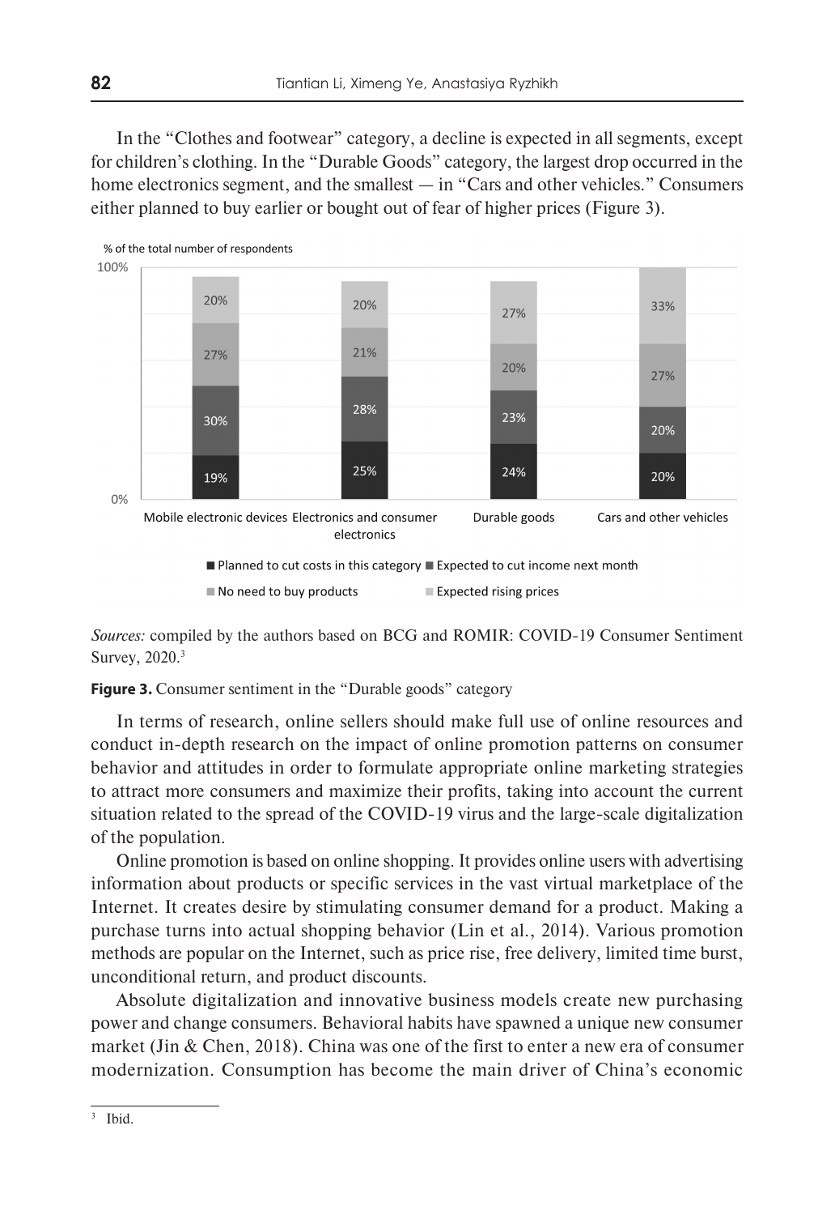In the "Clothes and footwear" category, a decline is expected in all segments, except for children's clothing. In the "Durable Goods" category, the largest drop occurred in the home electronics segment, and the smallest — in "Cars and other vehicles." Consumers either planned to buy earlier or bought out of fear of higher prices (Figure 3).

*Sources:* compiled by the authors based on BCG and ROMIR: COVID-19 Consumer Sentiment Survey, 2020.[3]

**Figure 3.** Consumer sentiment in the "Durable goods" category

In terms of research, online sellers should make full use of online resources and conduct in-depth research on the impact of online promotion patterns on consumer behavior and attitudes in order to formulate appropriate online marketing strategies to attract more consumers and maximize their profits, taking into account the current situation related to the spread of the COVID-19 virus and the large-scale digitalization of the population.

Online promotion is based on online shopping. It provides online users with advertising information about products or specific services in the vast virtual marketplace of the Internet. It creates desire by stimulating consumer demand for a product. Making a purchase turns into actual shopping behavior (Lin et al., 2014). Various promotion methods are popular on the Internet, such as price rise, free delivery, limited time burst, unconditional return, and product discounts.

Absolute digitalization and innovative business models create new purchasing power and change consumers. Behavioral habits have spawned a unique new consumer market (Jin & Chen, 2018). China was one of the first to enter a new era of consumer modernization. Consumption has become the main driver of China's economic

[3] Ibid.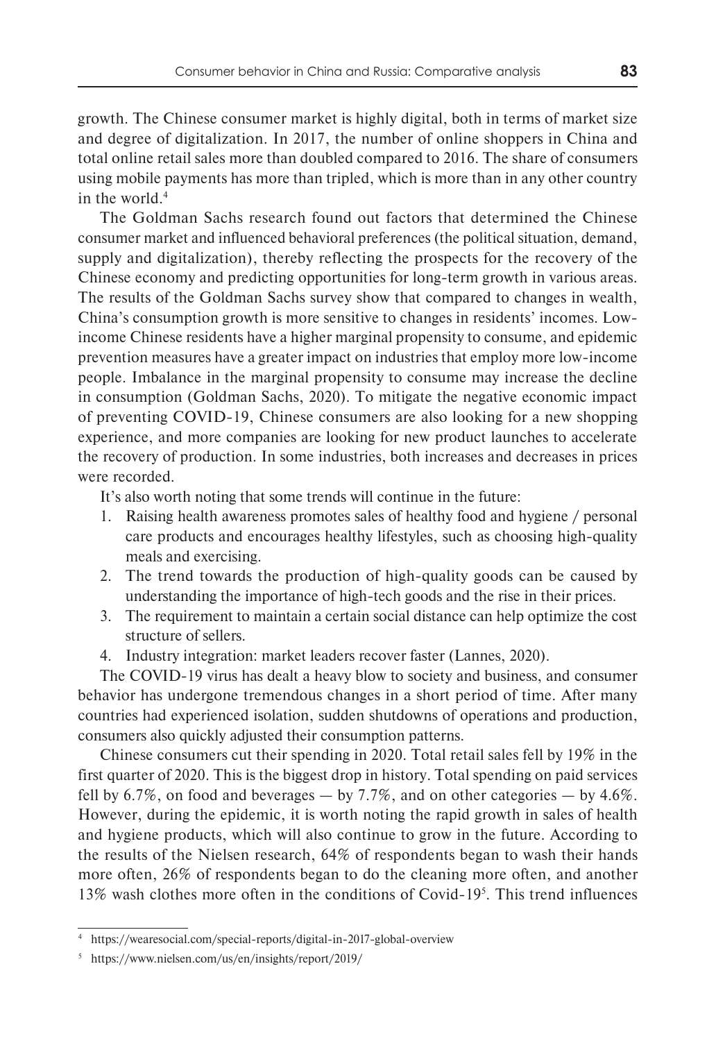growth. The Chinese consumer market is highly digital, both in terms of market size and degree of digitalization. In 2017, the number of online shoppers in China and total online retail sales more than doubled compared to 2016. The share of consumers using mobile payments has more than tripled, which is more than in any other country in the world.[4]

The Goldman Sachs research found out factors that determined the Chinese consumer market and influenced behavioral preferences (the political situation, demand, supply and digitalization), thereby reflecting the prospects for the recovery of the Chinese economy and predicting opportunities for long-term growth in various areas. The results of the Goldman Sachs survey show that compared to changes in wealth, China's consumption growth is more sensitive to changes in residents' incomes. Low-income Chinese residents have a higher marginal propensity to consume, and epidemic prevention measures have a greater impact on industries that employ more low-income people. Imbalance in the marginal propensity to consume may increase the decline in consumption (Goldman Sachs, 2020). To mitigate the negative economic impact of preventing COVID-19, Chinese consumers are also looking for a new shopping experience, and more companies are looking for new product launches to accelerate the recovery of production. In some industries, both increases and decreases in prices were recorded.

It's also worth noting that some trends will continue in the future:

1. Raising health awareness promotes sales of healthy food and hygiene / personal care products and encourages healthy lifestyles, such as choosing high-quality meals and exercising.
2. The trend towards the production of high-quality goods can be caused by understanding the importance of high-tech goods and the rise in their prices.
3. The requirement to maintain a certain social distance can help optimize the cost structure of sellers.
4. Industry integration: market leaders recover faster (Lannes, 2020).

The COVID-19 virus has dealt a heavy blow to society and business, and consumer behavior has undergone tremendous changes in a short period of time. After many countries had experienced isolation, sudden shutdowns of operations and production, consumers also quickly adjusted their consumption patterns.

Chinese consumers cut their spending in 2020. Total retail sales fell by 19% in the first quarter of 2020. This is the biggest drop in history. Total spending on paid services fell by 6.7%, on food and beverages — by 7.7%, and on other categories — by 4.6%. However, during the epidemic, it is worth noting the rapid growth in sales of health and hygiene products, which will also continue to grow in the future. According to the results of the Nielsen research, 64% of respondents began to wash their hands more often, 26% of respondents began to do the cleaning more often, and another 13% wash clothes more often in the conditions of Covid-19[5]. This trend influences

[4] https://wearesocial.com/special-reports/digital-in-2017-global-overview

[5] https://www.nielsen.com/us/en/insights/report/2019/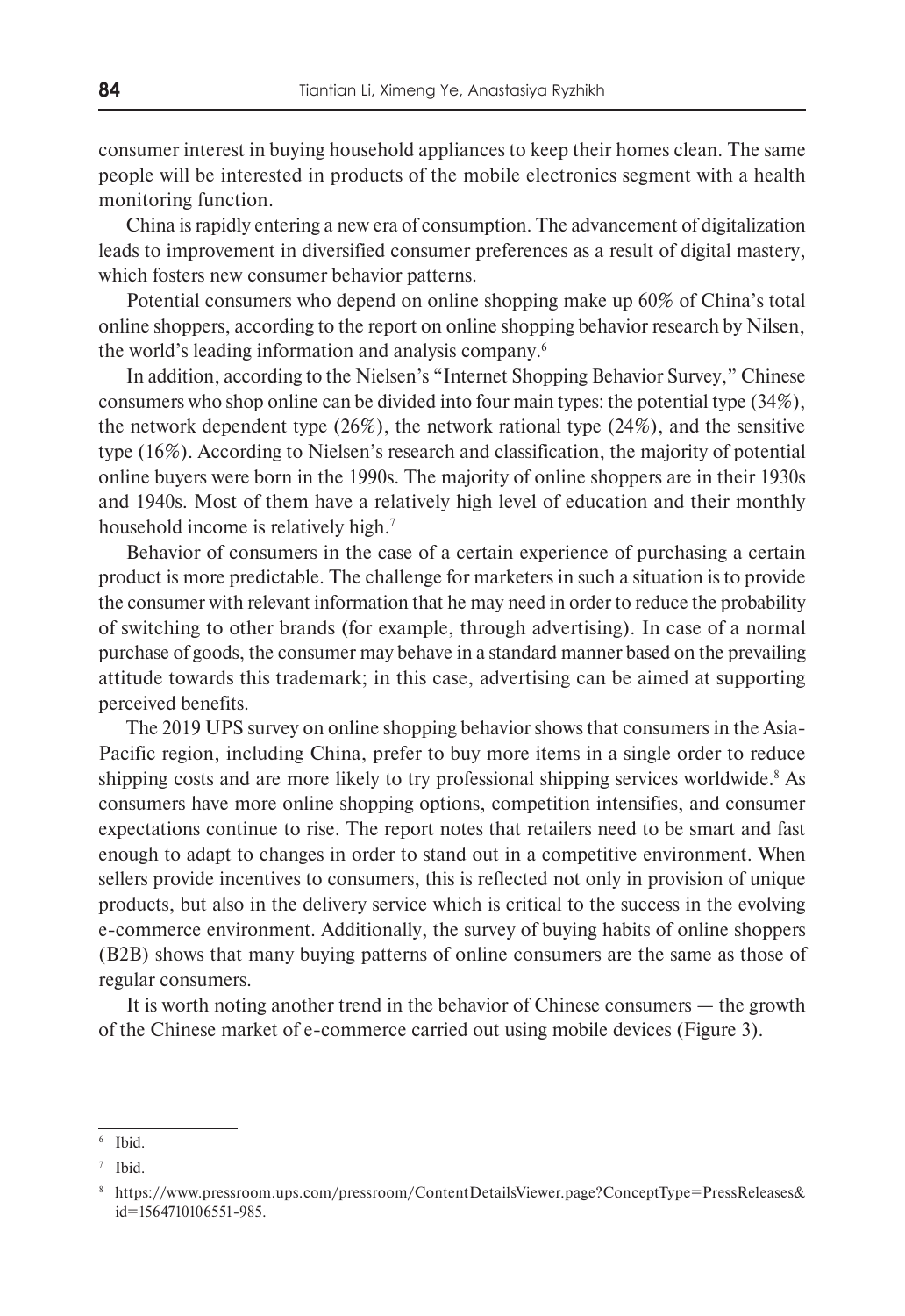consumer interest in buying household appliances to keep their homes clean. The same people will be interested in products of the mobile electronics segment with a health monitoring function.

China is rapidly entering a new era of consumption. The advancement of digitalization leads to improvement in diversified consumer preferences as a result of digital mastery, which fosters new consumer behavior patterns.

Potential consumers who depend on online shopping make up 60% of China's total online shoppers, according to the report on online shopping behavior research by Nilsen, the world's leading information and analysis company.[6]

In addition, according to the Nielsen's "Internet Shopping Behavior Survey," Chinese consumers who shop online can be divided into four main types: the potential type (34%), the network dependent type (26%), the network rational type (24%), and the sensitive type (16%). According to Nielsen's research and classification, the majority of potential online buyers were born in the 1990s. The majority of online shoppers are in their 1930s and 1940s. Most of them have a relatively high level of education and their monthly household income is relatively high.[7]

Behavior of consumers in the case of a certain experience of purchasing a certain product is more predictable. The challenge for marketers in such a situation is to provide the consumer with relevant information that he may need in order to reduce the probability of switching to other brands (for example, through advertising). In case of a normal purchase of goods, the consumer may behave in a standard manner based on the prevailing attitude towards this trademark; in this case, advertising can be aimed at supporting perceived benefits.

The 2019 UPS survey on online shopping behavior shows that consumers in the Asia-Pacific region, including China, prefer to buy more items in a single order to reduce shipping costs and are more likely to try professional shipping services worldwide.[8] As consumers have more online shopping options, competition intensifies, and consumer expectations continue to rise. The report notes that retailers need to be smart and fast enough to adapt to changes in order to stand out in a competitive environment. When sellers provide incentives to consumers, this is reflected not only in provision of unique products, but also in the delivery service which is critical to the success in the evolving e-commerce environment. Additionally, the survey of buying habits of online shoppers (B2B) shows that many buying patterns of online consumers are the same as those of regular consumers.

It is worth noting another trend in the behavior of Chinese consumers — the growth of the Chinese market of e-commerce carried out using mobile devices (Figure 3).

---

[6] Ibid.

[7] Ibid.

[8] https://www.pressroom.ups.com/pressroom/ContentDetailsViewer.page?ConceptType=PressReleases&id=1564710106551-985.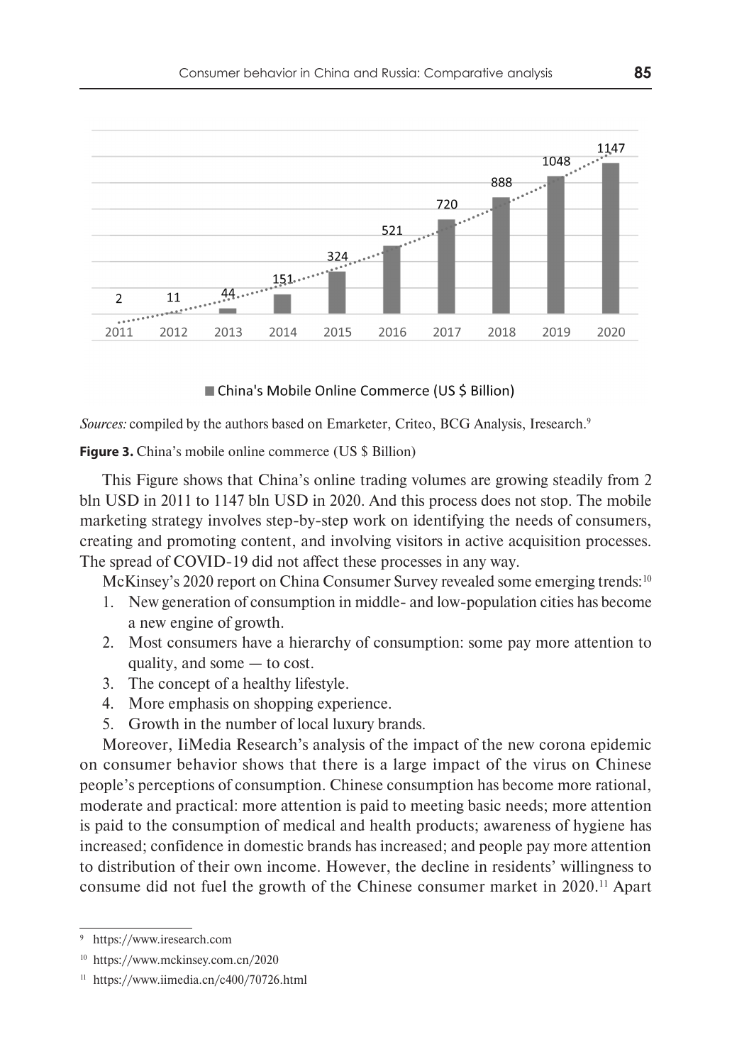Sources: compiled by the authors based on Emarketer, Criteo, BCG Analysis, Iresearch.[9]

**Figure 3.** China's mobile online commerce (US $ Billion)

This Figure shows that China's online trading volumes are growing steadily from 2 bln USD in 2011 to 1147 bln USD in 2020. And this process does not stop. The mobile marketing strategy involves step-by-step work on identifying the needs of consumers, creating and promoting content, and involving visitors in active acquisition processes. The spread of COVID-19 did not affect these processes in any way.

McKinsey's 2020 report on China Consumer Survey revealed some emerging trends:[10]

1. New generation of consumption in middle- and low-population cities has become a new engine of growth.
2. Most consumers have a hierarchy of consumption: some pay more attention to quality, and some — to cost.
3. The concept of a healthy lifestyle.
4. More emphasis on shopping experience.
5. Growth in the number of local luxury brands.

Moreover, IiMedia Research's analysis of the impact of the new corona epidemic on consumer behavior shows that there is a large impact of the virus on Chinese people's perceptions of consumption. Chinese consumption has become more rational, moderate and practical: more attention is paid to meeting basic needs; more attention is paid to the consumption of medical and health products; awareness of hygiene has increased; confidence in domestic brands has increased; and people pay more attention to distribution of their own income. However, the decline in residents' willingness to consume did not fuel the growth of the Chinese consumer market in 2020.[11] Apart

---

[9] https://www.iresearch.com

[10] https://www.mckinsey.com.cn/2020

[11] https://www.iimedia.cn/c400/70726.html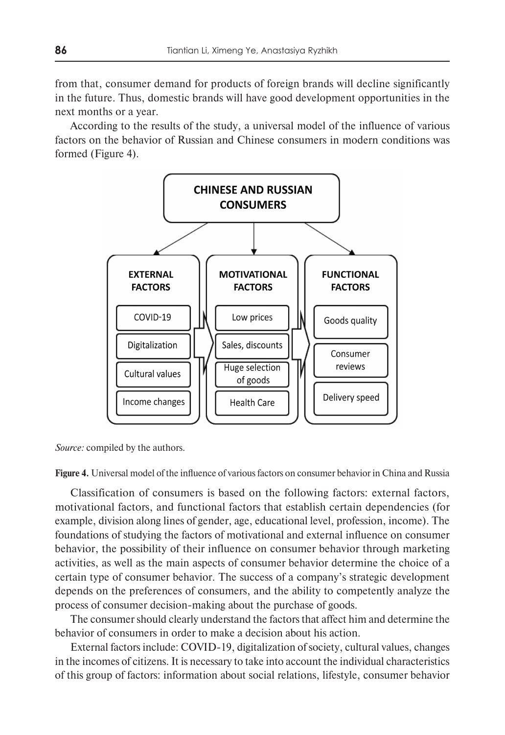from that, consumer demand for products of foreign brands will decline significantly in the future. Thus, domestic brands will have good development opportunities in the next months or a year.

According to the results of the study, a universal model of the influence of various factors on the behavior of Russian and Chinese consumers in modern conditions was formed (Figure 4).

CHINESE AND RUSSIAN CONSUMERS

| EXTERNAL FACTORS | MOTIVATIONAL FACTORS | FUNCTIONAL FACTORS |
|---|---|---|
| COVID-19 | Low prices | Goods quality |
| Digitalization | Sales, discounts | Consumer reviews |
| Cultural values | Huge selection of goods | Delivery speed |
| Income changes | Health Care | |

*Source:* compiled by the authors.

**Figure 4.** Universal model of the influence of various factors on consumer behavior in China and Russia

Classification of consumers is based on the following factors: external factors, motivational factors, and functional factors that establish certain dependencies (for example, division along lines of gender, age, educational level, profession, income). The foundations of studying the factors of motivational and external influence on consumer behavior, the possibility of their influence on consumer behavior through marketing activities, as well as the main aspects of consumer behavior determine the choice of a certain type of consumer behavior. The success of a company's strategic development depends on the preferences of consumers, and the ability to competently analyze the process of consumer decision-making about the purchase of goods.

The consumer should clearly understand the factors that affect him and determine the behavior of consumers in order to make a decision about his action.

External factors include: COVID-19, digitalization of society, cultural values, changes in the incomes of citizens. It is necessary to take into account the individual characteristics of this group of factors: information about social relations, lifestyle, consumer behavior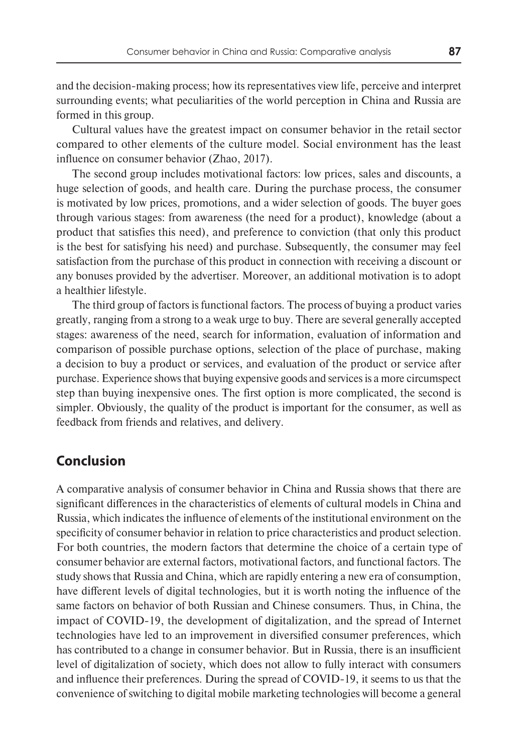and the decision-making process; how its representatives view life, perceive and interpret surrounding events; what peculiarities of the world perception in China and Russia are formed in this group.

Cultural values have the greatest impact on consumer behavior in the retail sector compared to other elements of the culture model. Social environment has the least influence on consumer behavior (Zhao, 2017).

The second group includes motivational factors: low prices, sales and discounts, a huge selection of goods, and health care. During the purchase process, the consumer is motivated by low prices, promotions, and a wider selection of goods. The buyer goes through various stages: from awareness (the need for a product), knowledge (about a product that satisfies this need), and preference to conviction (that only this product is the best for satisfying his need) and purchase. Subsequently, the consumer may feel satisfaction from the purchase of this product in connection with receiving a discount or any bonuses provided by the advertiser. Moreover, an additional motivation is to adopt a healthier lifestyle.

The third group of factors is functional factors. The process of buying a product varies greatly, ranging from a strong to a weak urge to buy. There are several generally accepted stages: awareness of the need, search for information, evaluation of information and comparison of possible purchase options, selection of the place of purchase, making a decision to buy a product or services, and evaluation of the product or service after purchase. Experience shows that buying expensive goods and services is a more circumspect step than buying inexpensive ones. The first option is more complicated, the second is simpler. Obviously, the quality of the product is important for the consumer, as well as feedback from friends and relatives, and delivery.

## Conclusion

A comparative analysis of consumer behavior in China and Russia shows that there are significant differences in the characteristics of elements of cultural models in China and Russia, which indicates the influence of elements of the institutional environment on the specificity of consumer behavior in relation to price characteristics and product selection. For both countries, the modern factors that determine the choice of a certain type of consumer behavior are external factors, motivational factors, and functional factors. The study shows that Russia and China, which are rapidly entering a new era of consumption, have different levels of digital technologies, but it is worth noting the influence of the same factors on behavior of both Russian and Chinese consumers. Thus, in China, the impact of COVID-19, the development of digitalization, and the spread of Internet technologies have led to an improvement in diversified consumer preferences, which has contributed to a change in consumer behavior. But in Russia, there is an insufficient level of digitalization of society, which does not allow to fully interact with consumers and influence their preferences. During the spread of COVID-19, it seems to us that the convenience of switching to digital mobile marketing technologies will become a general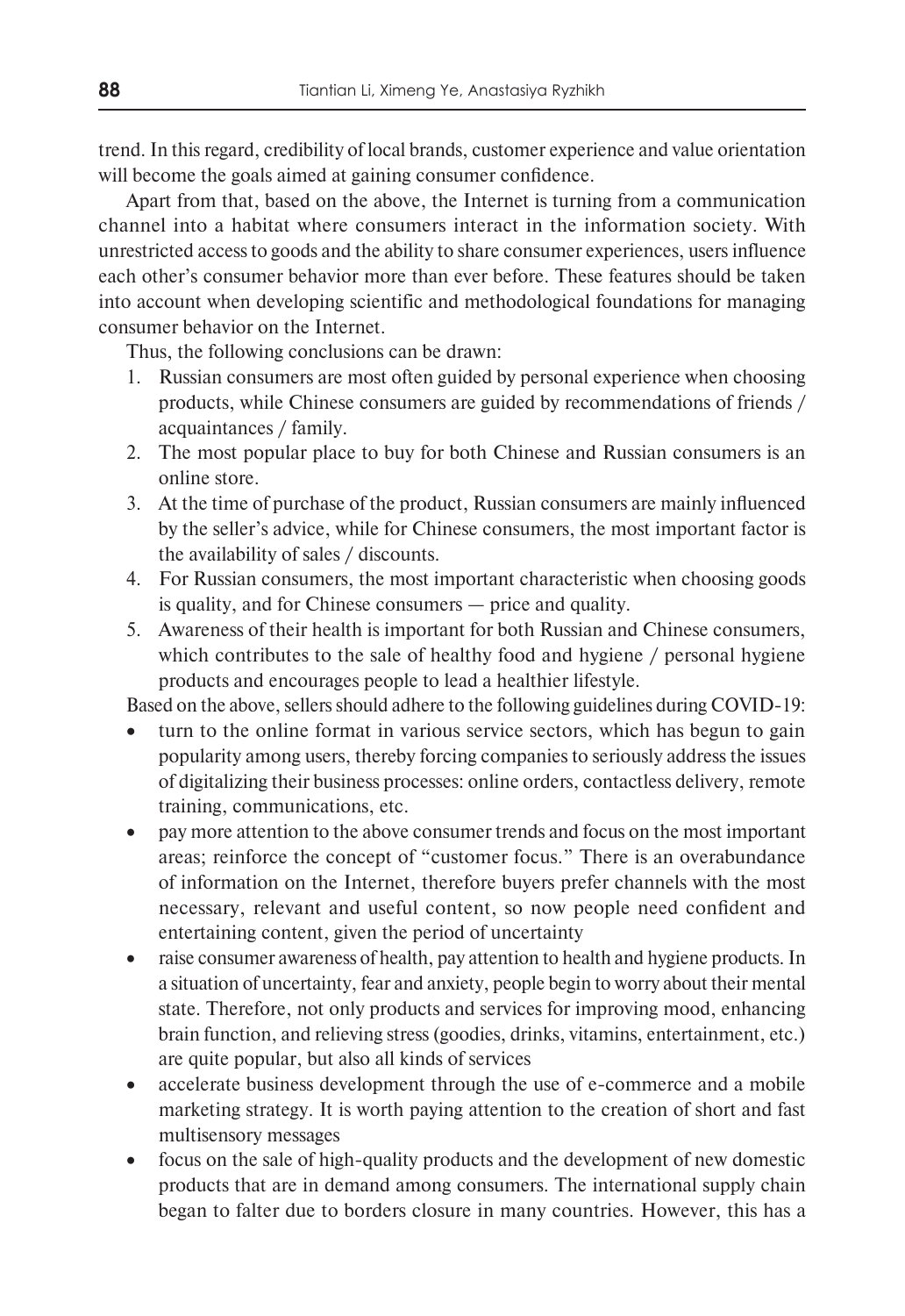trend. In this regard, credibility of local brands, customer experience and value orientation will become the goals aimed at gaining consumer confidence.

Apart from that, based on the above, the Internet is turning from a communication channel into a habitat where consumers interact in the information society. With unrestricted access to goods and the ability to share consumer experiences, users influence each other's consumer behavior more than ever before. These features should be taken into account when developing scientific and methodological foundations for managing consumer behavior on the Internet.

Thus, the following conclusions can be drawn:

1. Russian consumers are most often guided by personal experience when choosing products, while Chinese consumers are guided by recommendations of friends / acquaintances / family.
2. The most popular place to buy for both Chinese and Russian consumers is an online store.
3. At the time of purchase of the product, Russian consumers are mainly influenced by the seller's advice, while for Chinese consumers, the most important factor is the availability of sales / discounts.
4. For Russian consumers, the most important characteristic when choosing goods is quality, and for Chinese consumers — price and quality.
5. Awareness of their health is important for both Russian and Chinese consumers, which contributes to the sale of healthy food and hygiene / personal hygiene products and encourages people to lead a healthier lifestyle.

Based on the above, sellers should adhere to the following guidelines during COVID-19:

- turn to the online format in various service sectors, which has begun to gain popularity among users, thereby forcing companies to seriously address the issues of digitalizing their business processes: online orders, contactless delivery, remote training, communications, etc.
- pay more attention to the above consumer trends and focus on the most important areas; reinforce the concept of "customer focus." There is an overabundance of information on the Internet, therefore buyers prefer channels with the most necessary, relevant and useful content, so now people need confident and entertaining content, given the period of uncertainty
- raise consumer awareness of health, pay attention to health and hygiene products. In a situation of uncertainty, fear and anxiety, people begin to worry about their mental state. Therefore, not only products and services for improving mood, enhancing brain function, and relieving stress (goodies, drinks, vitamins, entertainment, etc.) are quite popular, but also all kinds of services
- accelerate business development through the use of e-commerce and a mobile marketing strategy. It is worth paying attention to the creation of short and fast multisensory messages
- focus on the sale of high-quality products and the development of new domestic products that are in demand among consumers. The international supply chain began to falter due to borders closure in many countries. However, this has a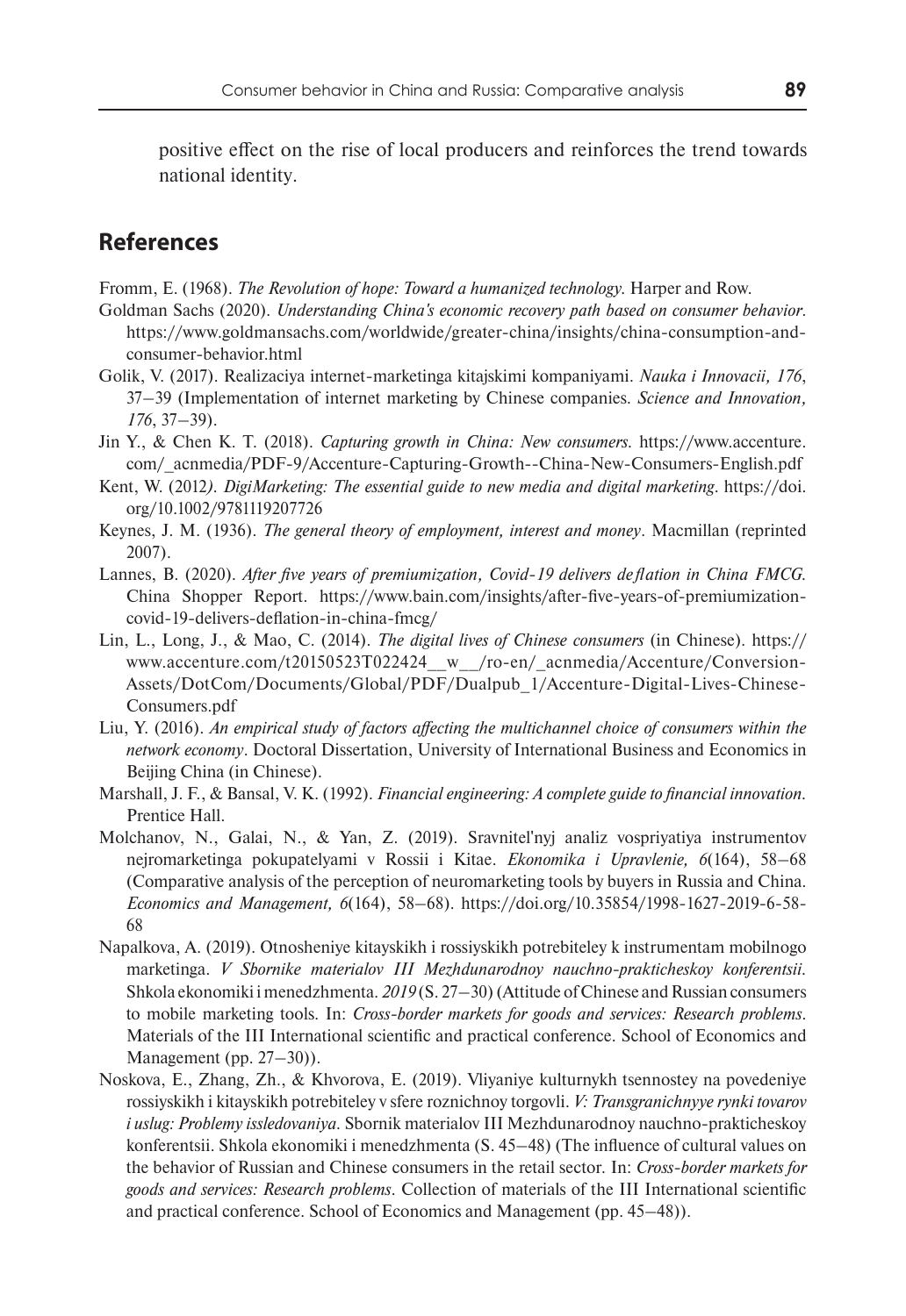positive effect on the rise of local producers and reinforces the trend towards national identity.

## References

Fromm, E. (1968). *The Revolution of hope: Toward a humanized technology.* Harper and Row.

Goldman Sachs (2020). *Understanding China's economic recovery path based on consumer behavior.* https://www.goldmansachs.com/worldwide/greater-china/insights/china-consumption-and-consumer-behavior.html

Golik, V. (2017). Realizaciya internet-marketinga kitajskimi kompaniyami. *Nauka i Innovacii, 176*, 37–39 (Implementation of internet marketing by Chinese companies. *Science and Innovation, 176*, 37–39).

Jin Y., & Chen K. T. (2018). *Capturing growth in China: New consumers.* https://www.accenture.com/_acnmedia/PDF-9/Accenture-Capturing-Growth--China-New-Consumers-English.pdf

Kent, W. (2012). *DigiMarketing: The essential guide to new media and digital marketing.* https://doi.org/10.1002/9781119207726

Keynes, J. M. (1936). *The general theory of employment, interest and money*. Macmillan (reprinted 2007).

Lannes, B. (2020). *After five years of premiumization, Covid-19 delivers deflation in China FMCG.* China Shopper Report. https://www.bain.com/insights/after-five-years-of-premiumization-covid-19-delivers-deflation-in-china-fmcg/

Lin, L., Long, J., & Mao, C. (2014). *The digital lives of Chinese consumers* (in Chinese). https://www.accenture.com/t20150523T022424__w__/ro-en/_acnmedia/Accenture/Conversion-Assets/DotCom/Documents/Global/PDF/Dualpub_1/Accenture-Digital-Lives-Chinese-Consumers.pdf

Liu, Y. (2016). *An empirical study of factors affecting the multichannel choice of consumers within the network economy*. Doctoral Dissertation, University of International Business and Economics in Beijing China (in Chinese).

Marshall, J. F., & Bansal, V. K. (1992). *Financial engineering: A complete guide to financial innovation.* Prentice Hall.

Molchanov, N., Galai, N., & Yan, Z. (2019). Sravnitel'nyj analiz vospriyatiya instrumentov nejromarketinga pokupatelyami v Rossii i Kitae. *Ekonomika i Upravlenie, 6*(164), 58–68 (Comparative analysis of the perception of neuromarketing tools by buyers in Russia and China. *Economics and Management, 6*(164), 58–68). https://doi.org/10.35854/1998-1627-2019-6-58-68

Napalkova, A. (2019). Otnosheniye kitayskikh i rossiyskikh potrebiteley k instrumentam mobilnogo marketinga. *V Sbornike materialov III Mezhdunarodnoy nauchno-prakticheskoy konferentsii.* Shkola ekonomiki i menedzhmenta. *2019* (S. 27–30) (Attitude of Chinese and Russian consumers to mobile marketing tools. In: *Cross-border markets for goods and services: Research problems.* Materials of the III International scientific and practical conference. School of Economics and Management (pp. 27–30)).

Noskova, E., Zhang, Zh., & Khvorova, E. (2019). Vliyaniye kulturnykh tsennostey na povedeniye rossiyskikh i kitayskikh potrebiteley v sfere roznichnoy torgovli. *V: Transgranichnyye rynki tovarov i uslug: Problemy issledovaniya*. Sbornik materialov III Mezhdunarodnoy nauchno-prakticheskoy konferentsii. Shkola ekonomiki i menedzhmenta (S. 45–48) (The influence of cultural values on the behavior of Russian and Chinese consumers in the retail sector. In: *Cross-border markets for goods and services: Research problems*. Collection of materials of the III International scientific and practical conference. School of Economics and Management (pp. 45–48)).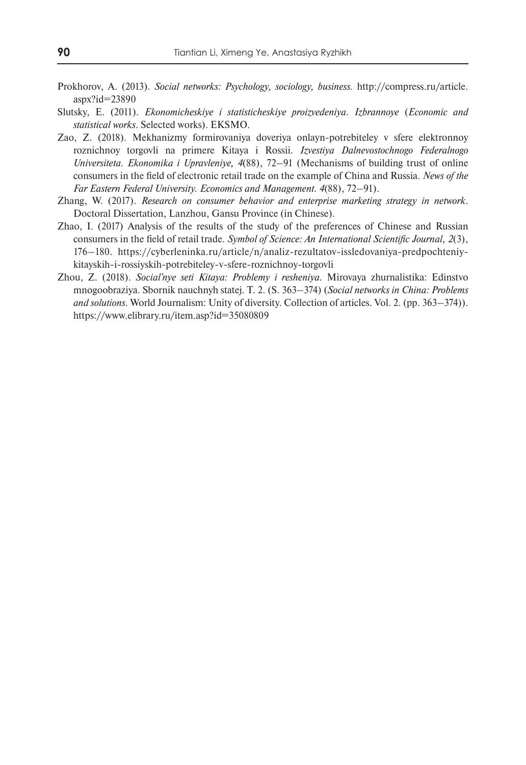Prokhorov, A. (2013). *Social networks: Psychology, sociology, business*. http://compress.ru/article.aspx?id=23890

Slutsky, E. (2011). *Ekonomicheskiye i statisticheskiye proizvedeniya. Izbrannoye* (*Economic and statistical works*. Selected works). EKSMO.

Zao, Z. (2018). Mekhanizmy formirovaniya doveriya onlayn-potrebiteley v sfere elektronnoy roznichnoy torgovli na primere Kitaya i Rossii. *Izvestiya Dalnevostochnogo Federalnogo Universiteta. Ekonomika i Upravleniye, 4*(88), 72–91 (Mechanisms of building trust of online consumers in the field of electronic retail trade on the example of China and Russia. *News of the Far Eastern Federal University. Economics and Management. 4*(88), 72–91).

Zhang, W. (2017). *Research on consumer behavior and enterprise marketing strategy in network*. Doctoral Dissertation, Lanzhou, Gansu Province (in Chinese).

Zhao, I. (2017) Analysis of the results of the study of the preferences of Chinese and Russian consumers in the field of retail trade. *Symbol of Science: An International Scientific Journal, 2*(3), 176–180. https://cyberleninka.ru/article/n/analiz-rezultatov-issledovaniya-predpochteniy-kitayskih-i-rossiyskih-potrebiteley-v-sfere-roznichnoy-torgovli

Zhou, Z. (2018). *Social'nye seti Kitaya: Problemy i resheniya*. Mirovaya zhurnalistika: Edinstvo mnogoobraziya. Sbornik nauchnyh statej. T. 2. (S. 363–374) (*Social networks in China: Problems and solutions*. World Journalism: Unity of diversity. Collection of articles. Vol. 2. (pp. 363–374)). https://www.elibrary.ru/item.asp?id=35080809